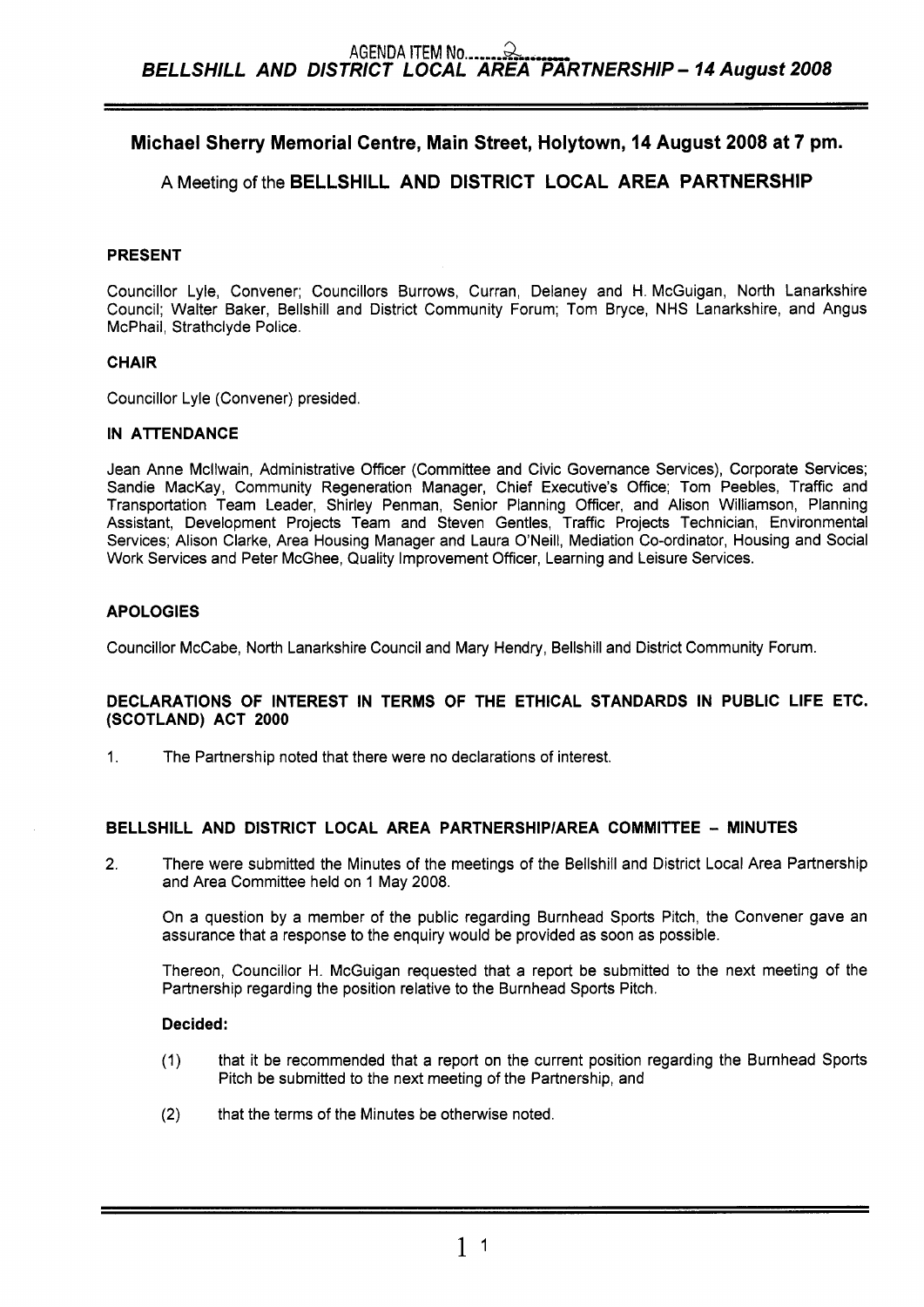# Michael Sherry Memorial Centre, Main Street, Holytown, 14 August 2008 at 7 pm.

## A Meeting of the BELLSHILL AND DISTRICT LOCAL AREA PARTNERSHIP

### PRESENT

Councillor Lyle, Convener; Councillors Burrows, Curran, Delaney and H. McGuigan, North Lanarkshire Council; Walter Baker, Bellshill and District Community Forum; Tom Bryce, NHS Lanarkshire, and Angus McPhail, Strathclyde Police.

### CHAIR

Councillor Lyle (Convener) presided.

### IN ATTENDANCE

Jean Anne Mcllwain, Administrative Officer (Committee and Civic Governance Services), Corporate Services; Sandie MacKay, Community Regeneration Manager, Chief Executive's Office; Tom Peebles, Traffic and Transportation Team Leader, Shirley Penman, Senior Planning Officer, and Alison Williamson, Planning Assistant, Development Projects Team and Steven Gentles, Traffic Projects Technician, Environmental Services; Alison Clarke, Area Housing Manager and Laura O'Neill, Mediation Co-ordinator, Housing and Social Work Services and Peter McGhee, Quality Improvement Officer, Learning and Leisure Services.

### APOLOGIES

Councillor McCabe, North Lanarkshire Council and Mary Hendry, Bellshill and District Community Forum.

### DECLARATIONS OF INTEREST IN TERMS OF THE ETHICAL STANDARDS IN PUBLIC LIFE ETC. (SCOTLAND) ACT 2000

1. The Partnership noted that there were no declarations of interest.

### BELLSHILL AND DISTRICT LOCAL AREA PARTNERSHIP/AREA COMMITTEE - MINUTES

2. There were submitted the Minutes of the meetings of the Bellshill and District Local Area Partnership and Area Committee held on 1 May 2008.

   On a question by a member of the public regarding Burnhead Sports Pitch, the Convener gave an assurance that a response to the enquiry would be provided as soon as possible.

   Thereon, Councillor H. McGuigan requested that a report be submitted to the next meeting of the Partnership regarding the position relative to the Burnhead Sports Pitch.

   **Decided:**

   (1) that it be recommended that a report on the current position regarding the Burnhead Sports Pitch be submitted to the next meeting of the Partnership, and

   (2) that the terms of the Minutes be otherwise noted.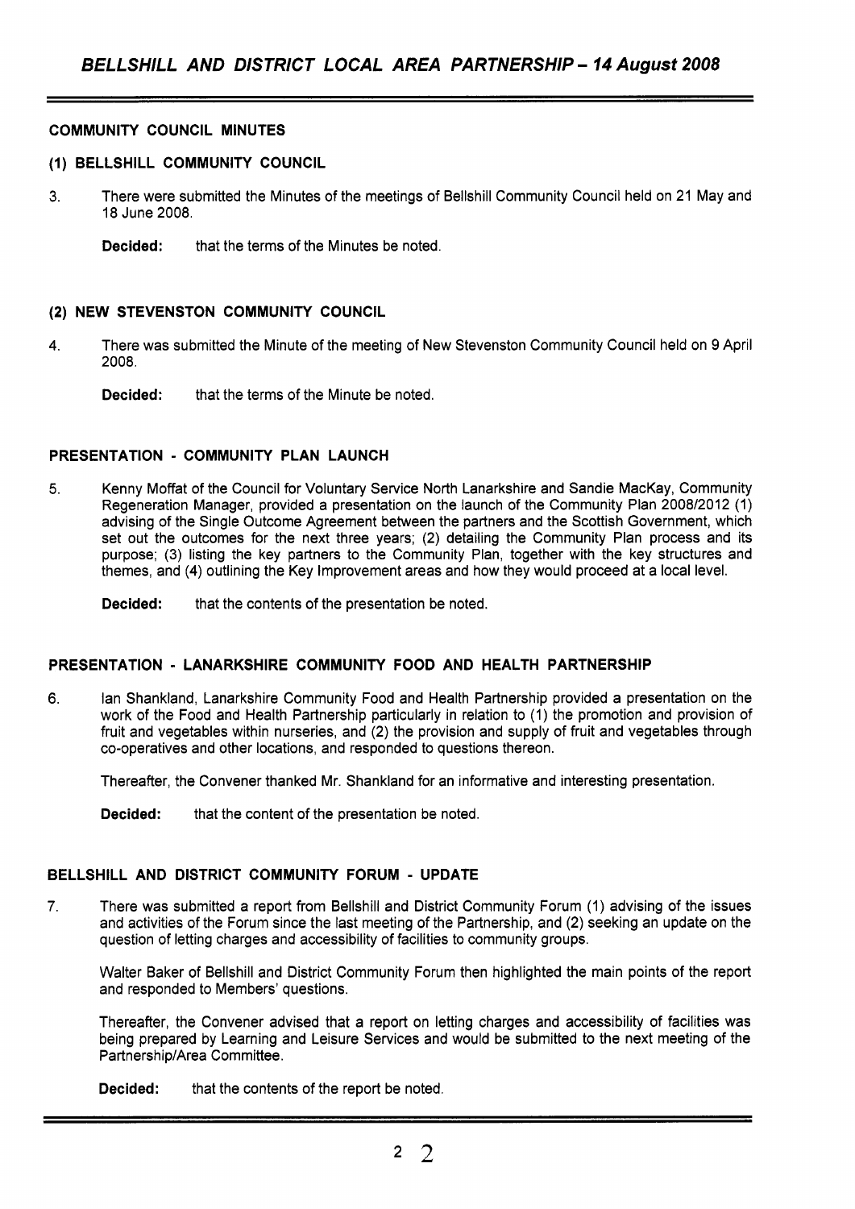## COMMUNITY COUNCIL MINUTES

### (1) BELLSHILL COMMUNITY COUNCIL

3. There were submitted the Minutes of the meetings of Bellshill Community Council held on 21 May and 18 June 2008.

   **Decided:** that the terms of the Minutes be noted.

### (2) NEW STEVENSTON COMMUNITY COUNCIL

4. There was submitted the Minute of the meeting of New Stevenston Community Council held on 9 April 2008.

   **Decided:** that the terms of the Minute be noted.

## PRESENTATION - COMMUNITY PLAN LAUNCH

5. Kenny Moffat of the Council for Voluntary Service North Lanarkshire and Sandie MacKay, Community Regeneration Manager, provided a presentation on the launch of the Community Plan 2008/2012 (1) advising of the Single Outcome Agreement between the partners and the Scottish Government, which set out the outcomes for the next three years; (2) detailing the Community Plan process and its purpose; (3) listing the key partners to the Community Plan, together with the key structures and themes, and (4) outlining the Key Improvement areas and how they would proceed at a local level.

   **Decided:** that the contents of the presentation be noted.

## PRESENTATION - LANARKSHIRE COMMUNITY FOOD AND HEALTH PARTNERSHIP

6. Ian Shankland, Lanarkshire Community Food and Health Partnership provided a presentation on the work of the Food and Health Partnership particularly in relation to (1) the promotion and provision of fruit and vegetables within nurseries, and (2) the provision and supply of fruit and vegetables through co-operatives and other locations, and responded to questions thereon.

   Thereafter, the Convener thanked Mr. Shankland for an informative and interesting presentation.

   **Decided:** that the content of the presentation be noted.

## BELLSHILL AND DISTRICT COMMUNITY FORUM - UPDATE

7. There was submitted a report from Bellshill and District Community Forum (1) advising of the issues and activities of the Forum since the last meeting of the Partnership, and (2) seeking an update on the question of letting charges and accessibility of facilities to community groups.

   Walter Baker of Bellshill and District Community Forum then highlighted the main points of the report and responded to Members' questions.

   Thereafter, the Convener advised that a report on letting charges and accessibility of facilities was being prepared by Learning and Leisure Services and would be submitted to the next meeting of the Partnership/Area Committee.

   **Decided:** that the contents of the report be noted.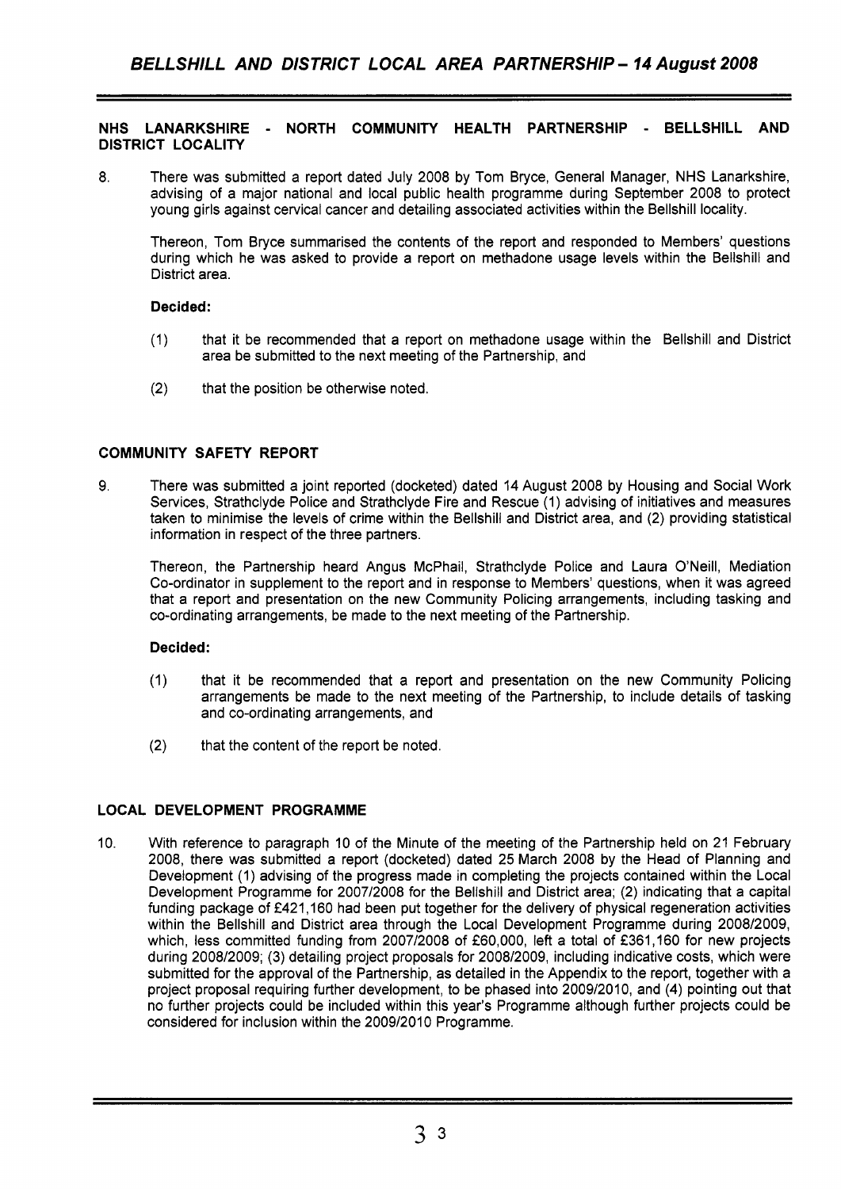## NHS LANARKSHIRE - NORTH COMMUNITY HEALTH PARTNERSHIP - BELLSHILL AND DISTRICT LOCALITY

8. There was submitted a report dated July 2008 by Tom Bryce, General Manager, NHS Lanarkshire, advising of a major national and local public health programme during September 2008 to protect young girls against cervical cancer and detailing associated activities within the Bellshill locality.

   Thereon, Tom Bryce summarised the contents of the report and responded to Members' questions during which he was asked to provide a report on methadone usage levels within the Bellshill and District area.

   **Decided:**

   (1) that it be recommended that a report on methadone usage within the Bellshill and District area be submitted to the next meeting of the Partnership, and

   (2) that the position be otherwise noted.

## COMMUNITY SAFETY REPORT

9. There was submitted a joint reported (docketed) dated 14 August 2008 by Housing and Social Work Services, Strathclyde Police and Strathclyde Fire and Rescue (1) advising of initiatives and measures taken to minimise the levels of crime within the Bellshill and District area, and (2) providing statistical information in respect of the three partners.

   Thereon, the Partnership heard Angus McPhail, Strathclyde Police and Laura O'Neill, Mediation Co-ordinator in supplement to the report and in response to Members' questions, when it was agreed that a report and presentation on the new Community Policing arrangements, including tasking and co-ordinating arrangements, be made to the next meeting of the Partnership.

   **Decided:**

   (1) that it be recommended that a report and presentation on the new Community Policing arrangements be made to the next meeting of the Partnership, to include details of tasking and co-ordinating arrangements, and

   (2) that the content of the report be noted.

## LOCAL DEVELOPMENT PROGRAMME

10. With reference to paragraph 10 of the Minute of the meeting of the Partnership held on 21 February 2008, there was submitted a report (docketed) dated 25 March 2008 by the Head of Planning and Development (1) advising of the progress made in completing the projects contained within the Local Development Programme for 2007/2008 for the Bellshill and District area; (2) indicating that a capital funding package of £421,160 had been put together for the delivery of physical regeneration activities within the Bellshill and District area through the Local Development Programme during 2008/2009, which, less committed funding from 2007/2008 of £60,000, left a total of £361,160 for new projects during 2008/2009; (3) detailing project proposals for 2008/2009, including indicative costs, which were submitted for the approval of the Partnership, as detailed in the Appendix to the report, together with a project proposal requiring further development, to be phased into 2009/2010, and (4) pointing out that no further projects could be included within this year's Programme although further projects could be considered for inclusion within the 2009/2010 Programme.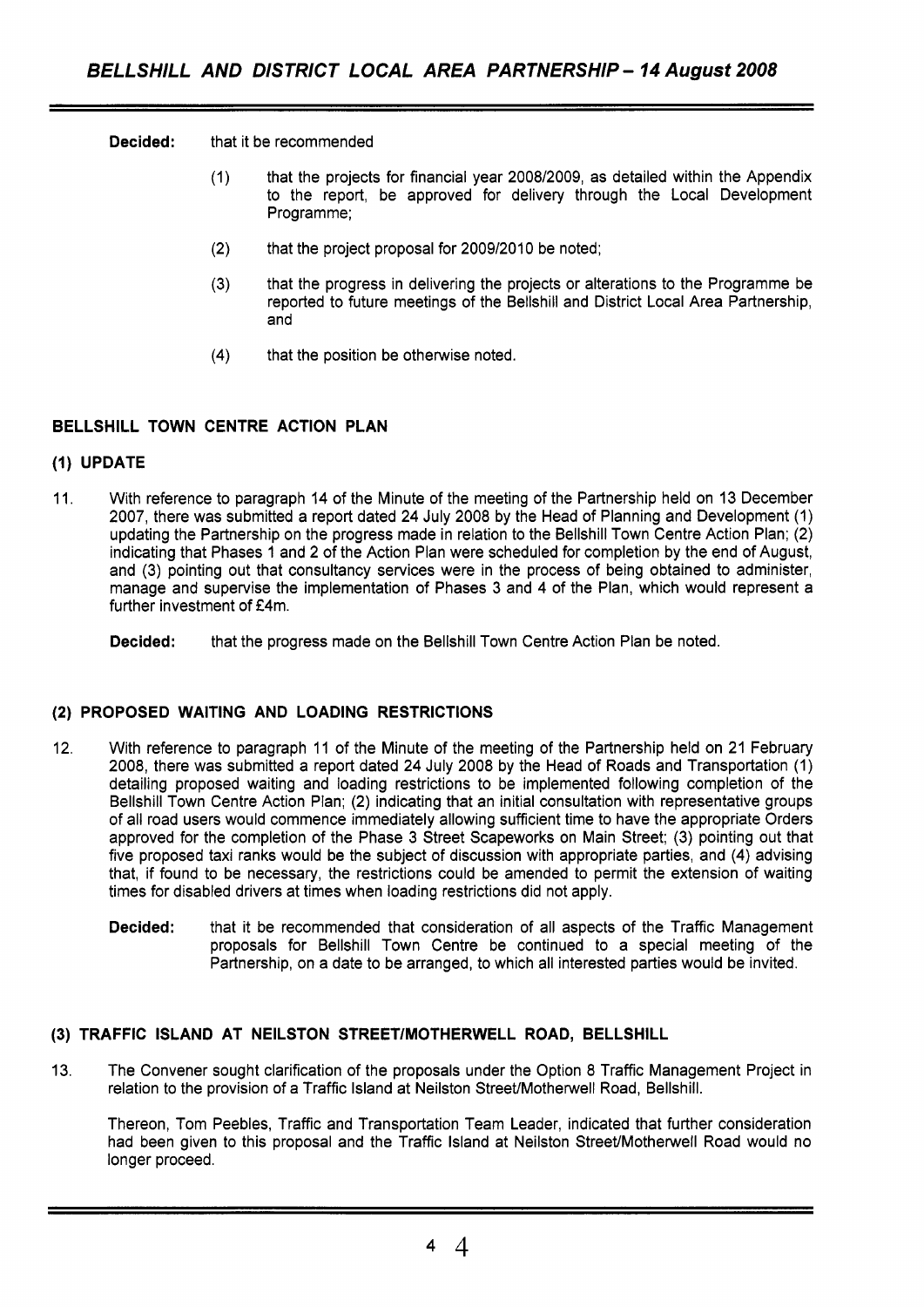**Decided:** that it be recommended

(1) that the projects for financial year 2008/2009, as detailed within the Appendix to the report, be approved for delivery through the Local Development Programme;

(2) that the project proposal for 2009/2010 be noted;

(3) that the progress in delivering the projects or alterations to the Programme be reported to future meetings of the Bellshill and District Local Area Partnership, and

(4) that the position be otherwise noted.

## BELLSHILL TOWN CENTRE ACTION PLAN

### (1) UPDATE

11. With reference to paragraph 14 of the Minute of the meeting of the Partnership held on 13 December 2007, there was submitted a report dated 24 July 2008 by the Head of Planning and Development (1) updating the Partnership on the progress made in relation to the Bellshill Town Centre Action Plan; (2) indicating that Phases 1 and 2 of the Action Plan were scheduled for completion by the end of August, and (3) pointing out that consultancy services were in the process of being obtained to administer, manage and supervise the implementation of Phases 3 and 4 of the Plan, which would represent a further investment of £4m.

    **Decided:** that the progress made on the Bellshill Town Centre Action Plan be noted.

### (2) PROPOSED WAITING AND LOADING RESTRICTIONS

12. With reference to paragraph 11 of the Minute of the meeting of the Partnership held on 21 February 2008, there was submitted a report dated 24 July 2008 by the Head of Roads and Transportation (1) detailing proposed waiting and loading restrictions to be implemented following completion of the Bellshill Town Centre Action Plan; (2) indicating that an initial consultation with representative groups of all road users would commence immediately allowing sufficient time to have the appropriate Orders approved for the completion of the Phase 3 Street Scapeworks on Main Street; (3) pointing out that five proposed taxi ranks would be the subject of discussion with appropriate parties, and (4) advising that, if found to be necessary, the restrictions could be amended to permit the extension of waiting times for disabled drivers at times when loading restrictions did not apply.

    **Decided:** that it be recommended that consideration of all aspects of the Traffic Management proposals for Bellshill Town Centre be continued to a special meeting of the Partnership, on a date to be arranged, to which all interested parties would be invited.

### (3) TRAFFIC ISLAND AT NEILSTON STREET/MOTHERWELL ROAD, BELLSHILL

13. The Convener sought clarification of the proposals under the Option 8 Traffic Management Project in relation to the provision of a Traffic Island at Neilston Street/Motherwell Road, Bellshill.

    Thereon, Tom Peebles, Traffic and Transportation Team Leader, indicated that further consideration had been given to this proposal and the Traffic Island at Neilston Street/Motherwell Road would no longer proceed.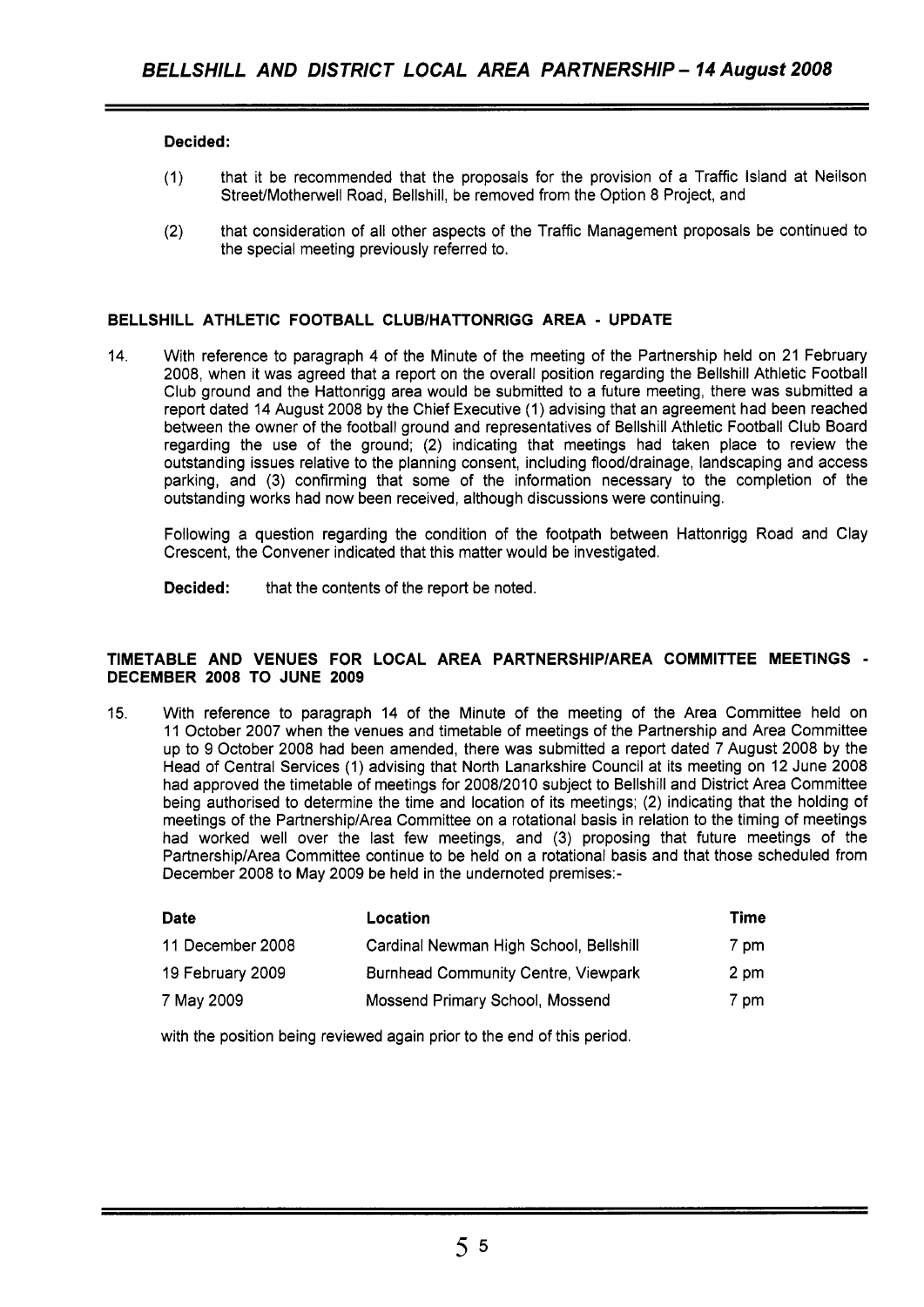**Decided:**

(1) that it be recommended that the proposals for the provision of a Traffic Island at Neilson Street/Motherwell Road, Bellshill, be removed from the Option 8 Project, and

(2) that consideration of all other aspects of the Traffic Management proposals be continued to the special meeting previously referred to.

## BELLSHILL ATHLETIC FOOTBALL CLUB/HATTONRIGG AREA - UPDATE

14. With reference to paragraph 4 of the Minute of the meeting of the Partnership held on 21 February 2008, when it was agreed that a report on the overall position regarding the Bellshill Athletic Football Club ground and the Hattonrigg area would be submitted to a future meeting, there was submitted a report dated 14 August 2008 by the Chief Executive (1) advising that an agreement had been reached between the owner of the football ground and representatives of Bellshill Athletic Football Club Board regarding the use of the ground; (2) indicating that meetings had taken place to review the outstanding issues relative to the planning consent, including flood/drainage, landscaping and access parking, and (3) confirming that some of the information necessary to the completion of the outstanding works had now been received, although discussions were continuing.

Following a question regarding the condition of the footpath between Hattonrigg Road and Clay Crescent, the Convener indicated that this matter would be investigated.

**Decided:** that the contents of the report be noted.

## TIMETABLE AND VENUES FOR LOCAL AREA PARTNERSHIP/AREA COMMITTEE MEETINGS - DECEMBER 2008 TO JUNE 2009

15. With reference to paragraph 14 of the Minute of the meeting of the Area Committee held on 11 October 2007 when the venues and timetable of meetings of the Partnership and Area Committee up to 9 October 2008 had been amended, there was submitted a report dated 7 August 2008 by the Head of Central Services (1) advising that North Lanarkshire Council at its meeting on 12 June 2008 had approved the timetable of meetings for 2008/2010 subject to Bellshill and District Area Committee being authorised to determine the time and location of its meetings; (2) indicating that the holding of meetings of the Partnership/Area Committee on a rotational basis in relation to the timing of meetings had worked well over the last few meetings, and (3) proposing that future meetings of the Partnership/Area Committee continue to be held on a rotational basis and that those scheduled from December 2008 to May 2009 be held in the undernoted premises:-

| Date | Location | Time |
|---|---|---|
| 11 December 2008 | Cardinal Newman High School, Bellshill | 7 pm |
| 19 February 2009 | Burnhead Community Centre, Viewpark | 2 pm |
| 7 May 2009 | Mossend Primary School, Mossend | 7 pm |

with the position being reviewed again prior to the end of this period.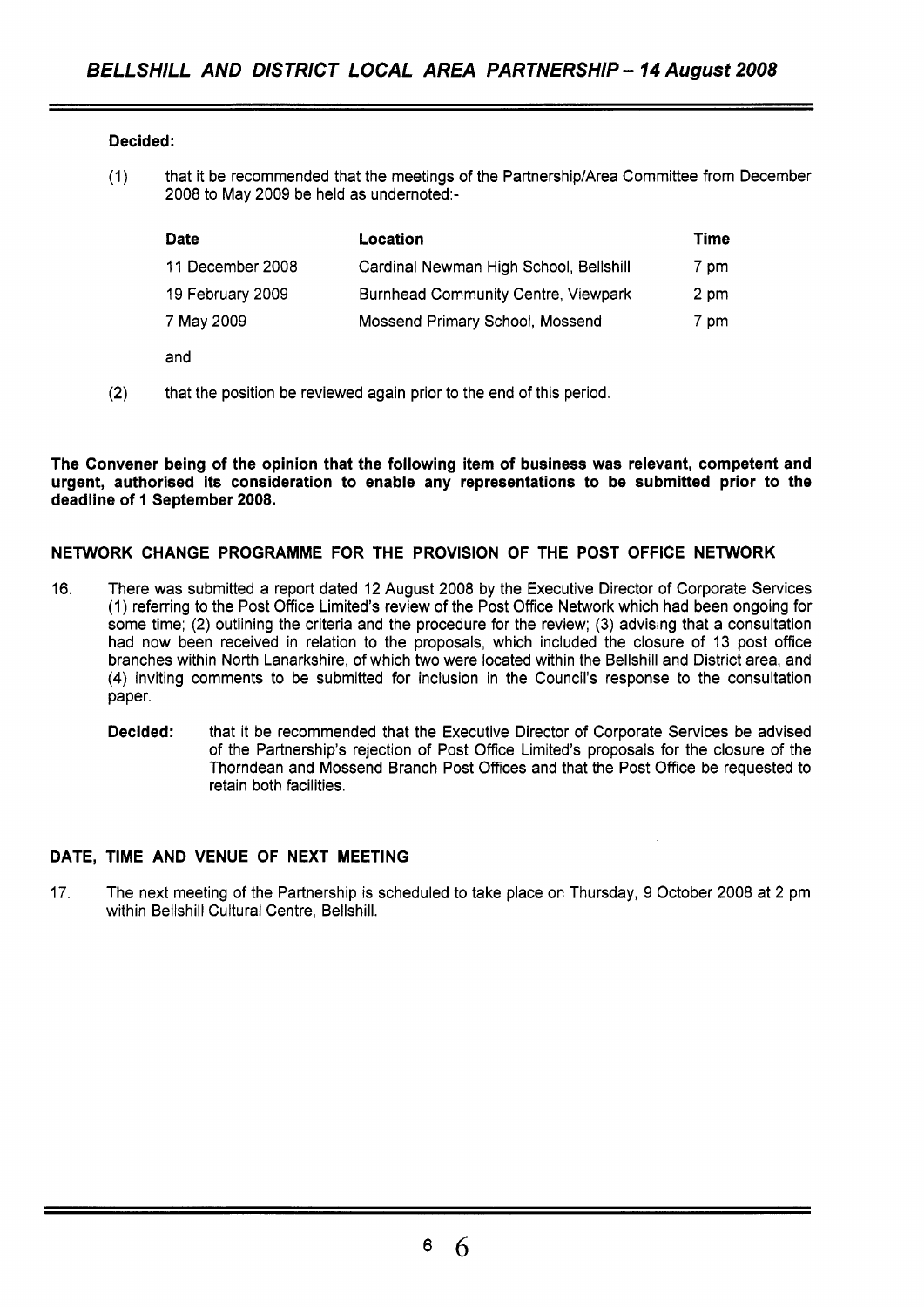**Decided:**

(1) that it be recommended that the meetings of the Partnership/Area Committee from December 2008 to May 2009 be held as undernoted:-

| Date | Location | Time |
|---|---|---|
| 11 December 2008 | Cardinal Newman High School, Bellshill | 7 pm |
| 19 February 2009 | Burnhead Community Centre, Viewpark | 2 pm |
| 7 May 2009 | Mossend Primary School, Mossend | 7 pm |

and

(2) that the position be reviewed again prior to the end of this period.

**The Convener being of the opinion that the following item of business was relevant, competent and urgent, authorised its consideration to enable any representations to be submitted prior to the deadline of 1 September 2008.**

## NETWORK CHANGE PROGRAMME FOR THE PROVISION OF THE POST OFFICE NETWORK

16. There was submitted a report dated 12 August 2008 by the Executive Director of Corporate Services (1) referring to the Post Office Limited's review of the Post Office Network which had been ongoing for some time; (2) outlining the criteria and the procedure for the review; (3) advising that a consultation had now been received in relation to the proposals, which included the closure of 13 post office branches within North Lanarkshire, of which two were located within the Bellshill and District area, and (4) inviting comments to be submitted for inclusion in the Council's response to the consultation paper.

    **Decided:** that it be recommended that the Executive Director of Corporate Services be advised of the Partnership's rejection of Post Office Limited's proposals for the closure of the Thorndean and Mossend Branch Post Offices and that the Post Office be requested to retain both facilities.

## DATE, TIME AND VENUE OF NEXT MEETING

17. The next meeting of the Partnership is scheduled to take place on Thursday, 9 October 2008 at 2 pm within Bellshill Cultural Centre, Bellshill.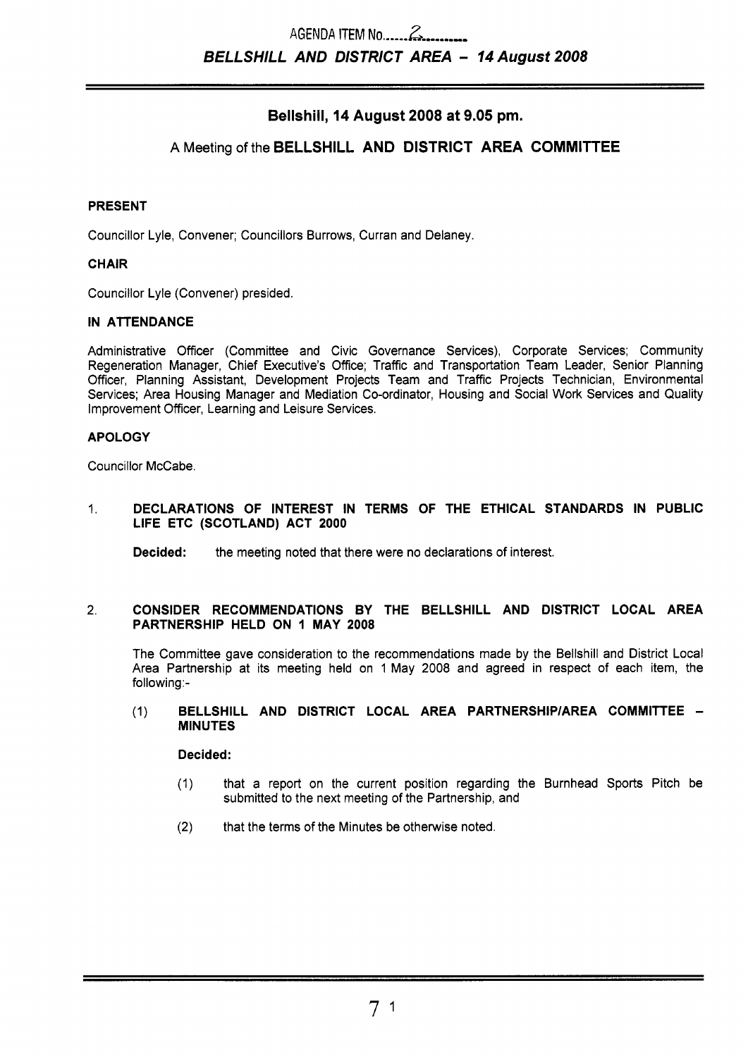AGENDA ITEM No......2..........

*BELLSHILL AND DISTRICT AREA – 14 August 2008*

## Bellshill, 14 August 2008 at 9.05 pm.

### A Meeting of the BELLSHILL AND DISTRICT AREA COMMITTEE

**PRESENT**

Councillor Lyle, Convener; Councillors Burrows, Curran and Delaney.

**CHAIR**

Councillor Lyle (Convener) presided.

**IN ATTENDANCE**

Administrative Officer (Committee and Civic Governance Services), Corporate Services; Community Regeneration Manager, Chief Executive's Office; Traffic and Transportation Team Leader, Senior Planning Officer, Planning Assistant, Development Projects Team and Traffic Projects Technician, Environmental Services; Area Housing Manager and Mediation Co-ordinator, Housing and Social Work Services and Quality Improvement Officer, Learning and Leisure Services.

**APOLOGY**

Councillor McCabe.

1. **DECLARATIONS OF INTEREST IN TERMS OF THE ETHICAL STANDARDS IN PUBLIC LIFE ETC (SCOTLAND) ACT 2000**

   **Decided:** the meeting noted that there were no declarations of interest.

2. **CONSIDER RECOMMENDATIONS BY THE BELLSHILL AND DISTRICT LOCAL AREA PARTNERSHIP HELD ON 1 MAY 2008**

   The Committee gave consideration to the recommendations made by the Bellshill and District Local Area Partnership at its meeting held on 1 May 2008 and agreed in respect of each item, the following:-

   (1) **BELLSHILL AND DISTRICT LOCAL AREA PARTNERSHIP/AREA COMMITTEE – MINUTES**

   **Decided:**

   (1) that a report on the current position regarding the Burnhead Sports Pitch be submitted to the next meeting of the Partnership, and

   (2) that the terms of the Minutes be otherwise noted.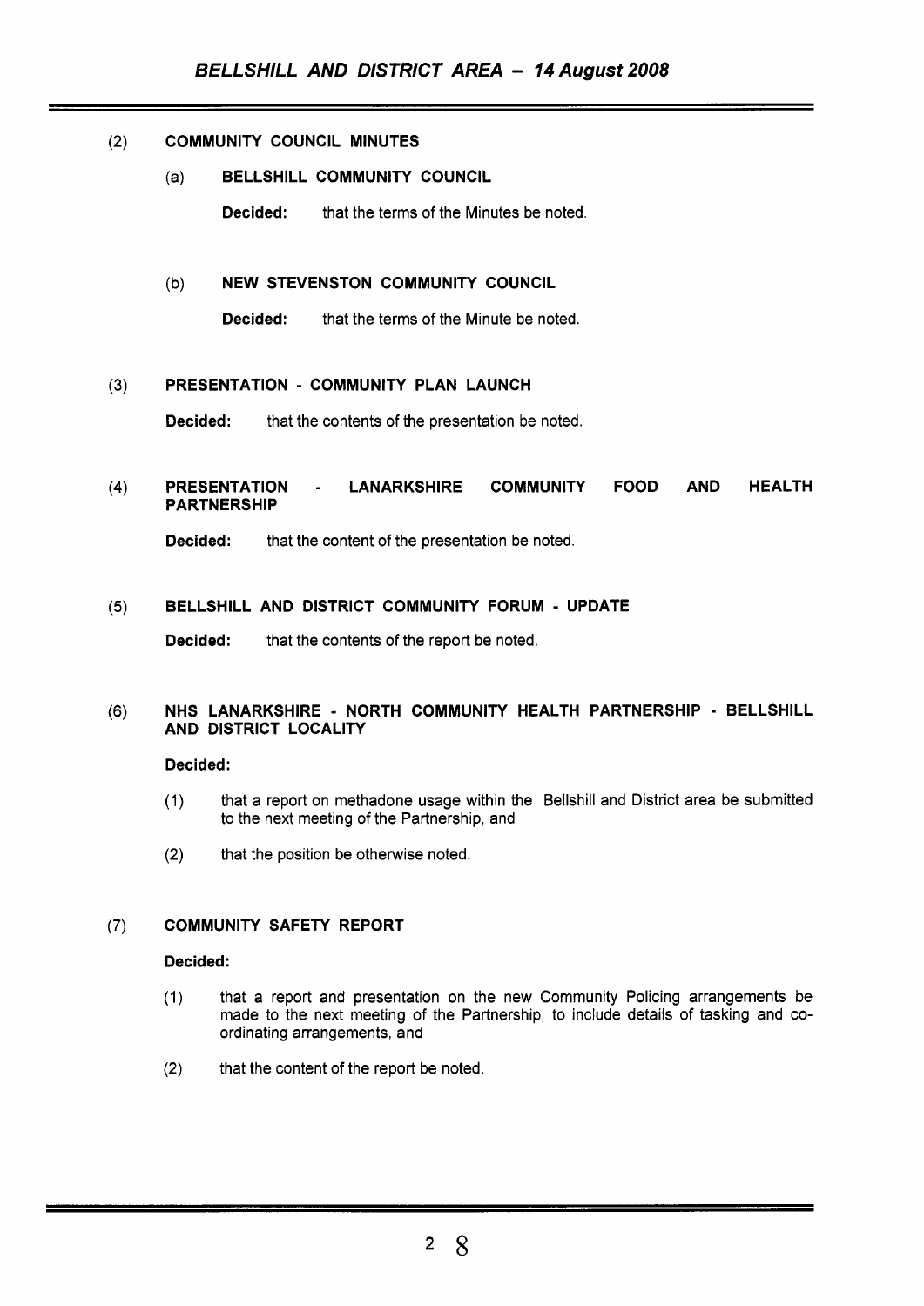(2) **COMMUNITY COUNCIL MINUTES**

(a) **BELLSHILL COMMUNITY COUNCIL**

**Decided:** that the terms of the Minutes be noted.

(b) **NEW STEVENSTON COMMUNITY COUNCIL**

**Decided:** that the terms of the Minute be noted.

(3) **PRESENTATION - COMMUNITY PLAN LAUNCH**

**Decided:** that the contents of the presentation be noted.

(4) **PRESENTATION - LANARKSHIRE COMMUNITY FOOD AND HEALTH PARTNERSHIP**

**Decided:** that the content of the presentation be noted.

(5) **BELLSHILL AND DISTRICT COMMUNITY FORUM - UPDATE**

**Decided:** that the contents of the report be noted.

(6) **NHS LANARKSHIRE - NORTH COMMUNITY HEALTH PARTNERSHIP - BELLSHILL AND DISTRICT LOCALITY**

**Decided:**

(1) that a report on methadone usage within the Bellshill and District area be submitted to the next meeting of the Partnership, and

(2) that the position be otherwise noted.

(7) **COMMUNITY SAFETY REPORT**

**Decided:**

(1) that a report and presentation on the new Community Policing arrangements be made to the next meeting of the Partnership, to include details of tasking and co-ordinating arrangements, and

(2) that the content of the report be noted.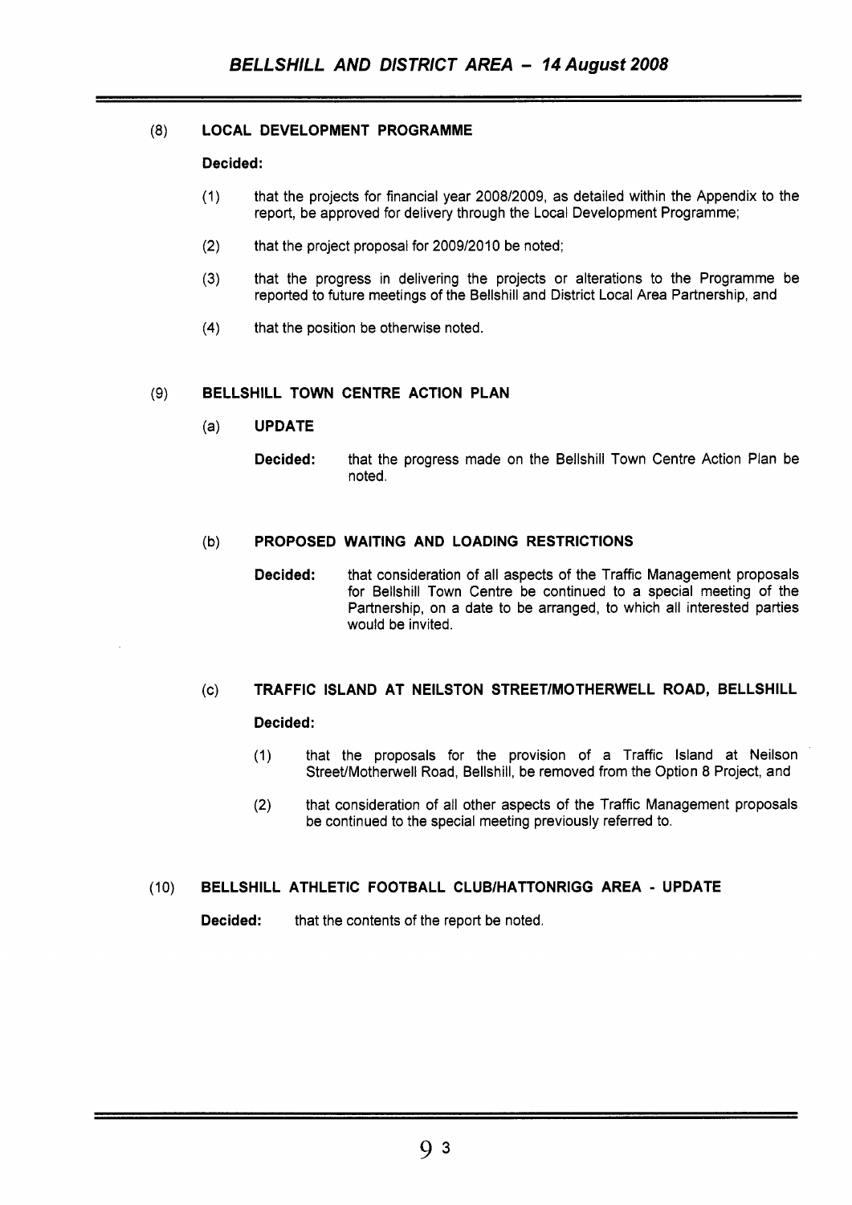(8) **LOCAL DEVELOPMENT PROGRAMME**

**Decided:**

(1) that the projects for financial year 2008/2009, as detailed within the Appendix to the report, be approved for delivery through the Local Development Programme;

(2) that the project proposal for 2009/2010 be noted;

(3) that the progress in delivering the projects or alterations to the Programme be reported to future meetings of the Bellshill and District Local Area Partnership, and

(4) that the position be otherwise noted.

(9) **BELLSHILL TOWN CENTRE ACTION PLAN**

(a) **UPDATE**

**Decided:** that the progress made on the Bellshill Town Centre Action Plan be noted.

(b) **PROPOSED WAITING AND LOADING RESTRICTIONS**

**Decided:** that consideration of all aspects of the Traffic Management proposals for Bellshill Town Centre be continued to a special meeting of the Partnership, on a date to be arranged, to which all interested parties would be invited.

(c) **TRAFFIC ISLAND AT NEILSTON STREET/MOTHERWELL ROAD, BELLSHILL**

**Decided:**

(1) that the proposals for the provision of a Traffic Island at Neilson Street/Motherwell Road, Bellshill, be removed from the Option 8 Project, and

(2) that consideration of all other aspects of the Traffic Management proposals be continued to the special meeting previously referred to.

(10) **BELLSHILL ATHLETIC FOOTBALL CLUB/HATTONRIGG AREA - UPDATE**

**Decided:** that the contents of the report be noted.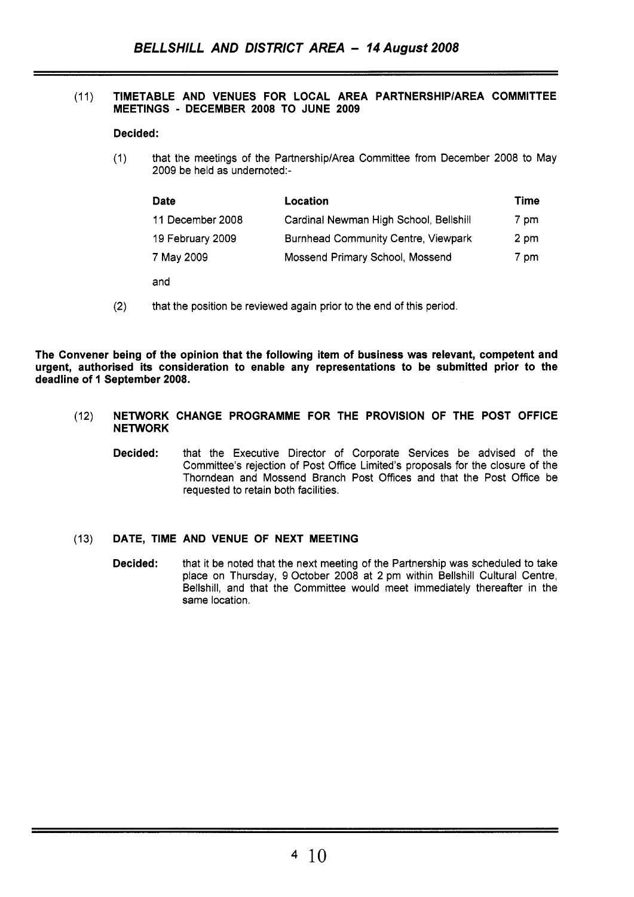(11) **TIMETABLE AND VENUES FOR LOCAL AREA PARTNERSHIP/AREA COMMITTEE MEETINGS - DECEMBER 2008 TO JUNE 2009**

**Decided:**

(1) that the meetings of the Partnership/Area Committee from December 2008 to May 2009 be held as undernoted:-

| Date | Location | Time |
|---|---|---|
| 11 December 2008 | Cardinal Newman High School, Bellshill | 7 pm |
| 19 February 2009 | Burnhead Community Centre, Viewpark | 2 pm |
| 7 May 2009 | Mossend Primary School, Mossend | 7 pm |

and

(2) that the position be reviewed again prior to the end of this period.

**The Convener being of the opinion that the following item of business was relevant, competent and urgent, authorised its consideration to enable any representations to be submitted prior to the deadline of 1 September 2008.**

(12) **NETWORK CHANGE PROGRAMME FOR THE PROVISION OF THE POST OFFICE NETWORK**

**Decided:** that the Executive Director of Corporate Services be advised of the Committee's rejection of Post Office Limited's proposals for the closure of the Thorndean and Mossend Branch Post Offices and that the Post Office be requested to retain both facilities.

(13) **DATE, TIME AND VENUE OF NEXT MEETING**

**Decided:** that it be noted that the next meeting of the Partnership was scheduled to take place on Thursday, 9 October 2008 at 2 pm within Bellshill Cultural Centre, Bellshill, and that the Committee would meet immediately thereafter in the same location.